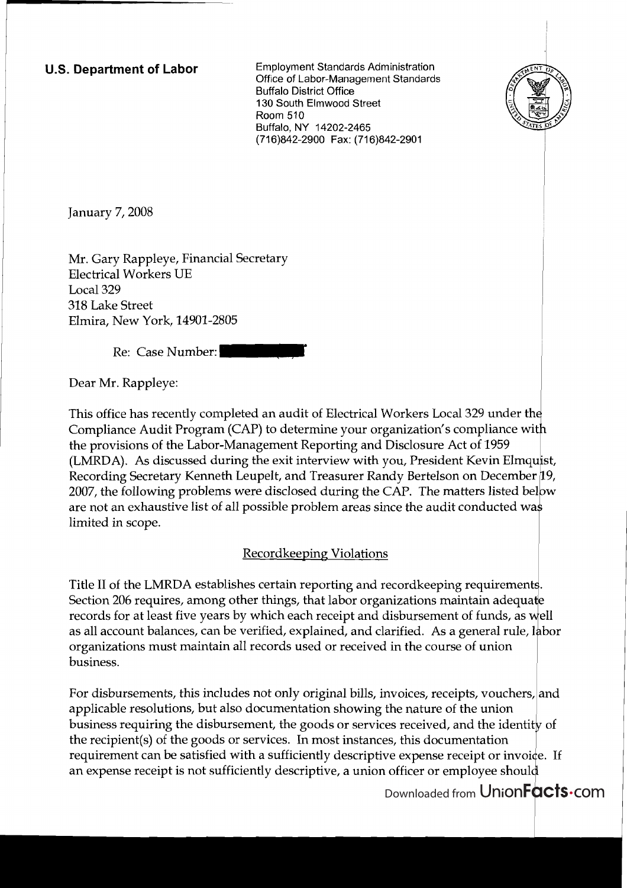**U.S. Department of Labor**

Employment Standards Administration
Office of Labor-Management Standards
Buffalo District Office
130 South Elmwood Street
Room 510
Buffalo, NY 14202-2465
(716)842-2900 Fax: (716)842-2901

January 7, 2008

Mr. Gary Rappleye, Financial Secretary
Electrical Workers UE
Local 329
318 Lake Street
Elmira, New York, 14901-2805

Re: Case Number:

Dear Mr. Rappleye:

This office has recently completed an audit of Electrical Workers Local 329 under the Compliance Audit Program (CAP) to determine your organization's compliance with the provisions of the Labor-Management Reporting and Disclosure Act of 1959 (LMRDA). As discussed during the exit interview with you, President Kevin Elmquist, Recording Secretary Kenneth Leupelt, and Treasurer Randy Bertelson on December 19, 2007, the following problems were disclosed during the CAP. The matters listed below are not an exhaustive list of all possible problem areas since the audit conducted was limited in scope.

## Recordkeeping Violations

Title II of the LMRDA establishes certain reporting and recordkeeping requirements. Section 206 requires, among other things, that labor organizations maintain adequate records for at least five years by which each receipt and disbursement of funds, as well as all account balances, can be verified, explained, and clarified. As a general rule, labor organizations must maintain all records used or received in the course of union business.

For disbursements, this includes not only original bills, invoices, receipts, vouchers, and applicable resolutions, but also documentation showing the nature of the union business requiring the disbursement, the goods or services received, and the identity of the recipient(s) of the goods or services. In most instances, this documentation requirement can be satisfied with a sufficiently descriptive expense receipt or invoice. If an expense receipt is not sufficiently descriptive, a union officer or employee should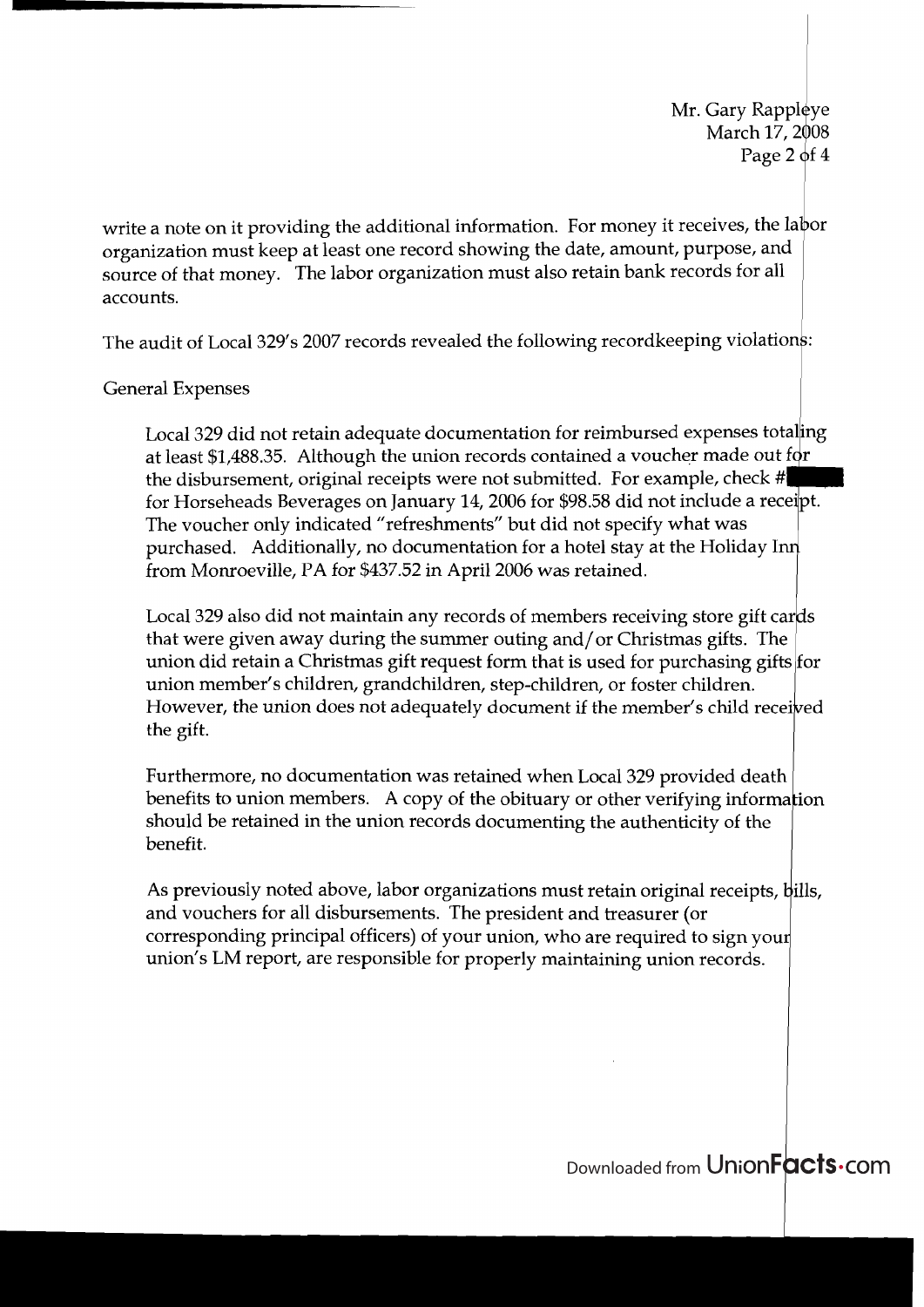write a note on it providing the additional information. For money it receives, the labor organization must keep at least one record showing the date, amount, purpose, and source of that money. The labor organization must also retain bank records for all accounts.

The audit of Local 329's 2007 records revealed the following recordkeeping violations:

General Expenses

Local 329 did not retain adequate documentation for reimbursed expenses totaling at least $1,488.35. Although the union records contained a voucher made out for the disbursement, original receipts were not submitted. For example, check # for Horseheads Beverages on January 14, 2006 for $98.58 did not include a receipt. The voucher only indicated "refreshments" but did not specify what was purchased. Additionally, no documentation for a hotel stay at the Holiday Inn from Monroeville, PA for $437.52 in April 2006 was retained.

Local 329 also did not maintain any records of members receiving store gift cards that were given away during the summer outing and/or Christmas gifts. The union did retain a Christmas gift request form that is used for purchasing gifts for union member's children, grandchildren, step-children, or foster children. However, the union does not adequately document if the member's child received the gift.

Furthermore, no documentation was retained when Local 329 provided death benefits to union members. A copy of the obituary or other verifying information should be retained in the union records documenting the authenticity of the benefit.

As previously noted above, labor organizations must retain original receipts, bills, and vouchers for all disbursements. The president and treasurer (or corresponding principal officers) of your union, who are required to sign your union's LM report, are responsible for properly maintaining union records.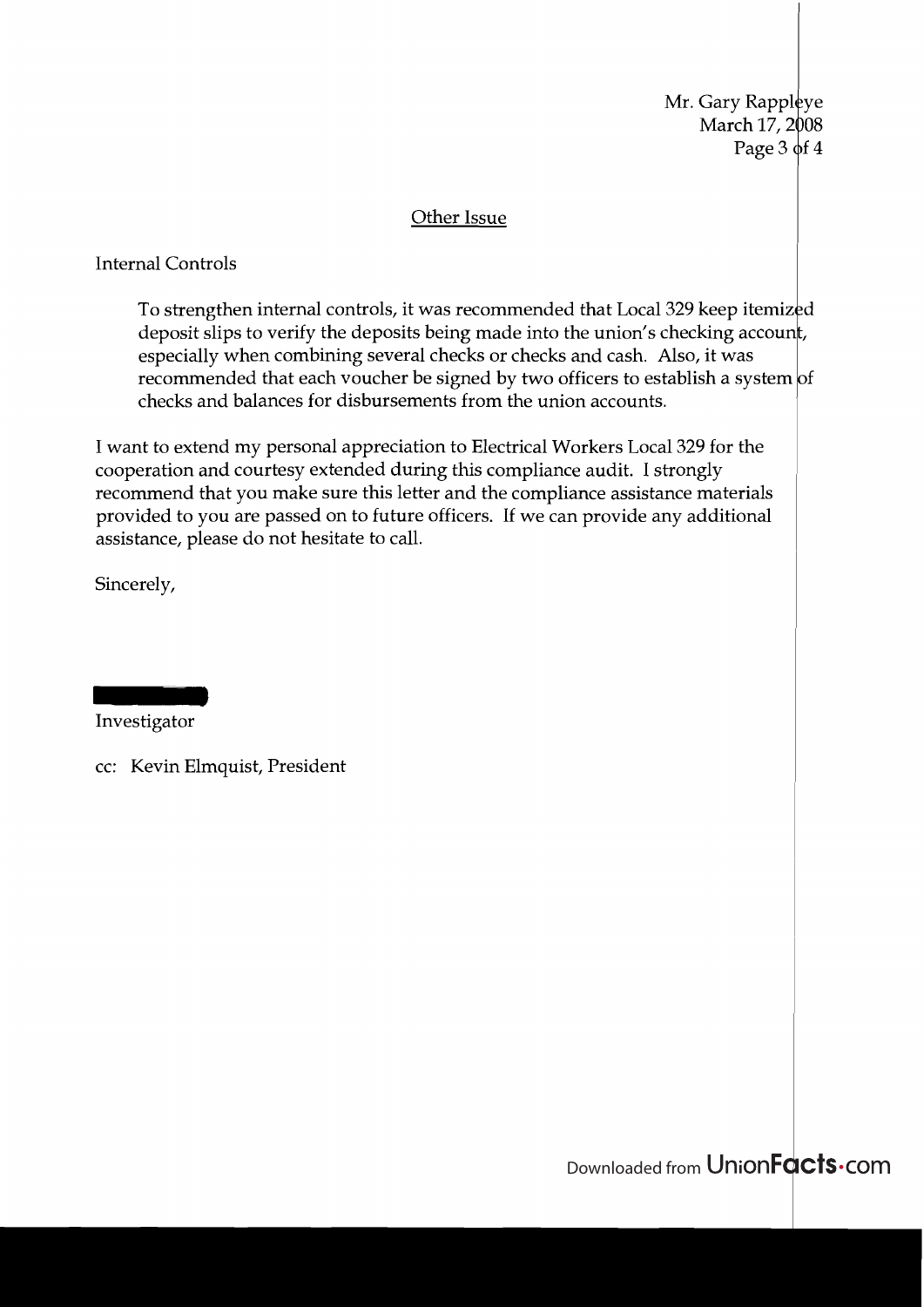## Other Issue

Internal Controls

> To strengthen internal controls, it was recommended that Local 329 keep itemized deposit slips to verify the deposits being made into the union's checking account, especially when combining several checks or checks and cash. Also, it was recommended that each voucher be signed by two officers to establish a system of checks and balances for disbursements from the union accounts.

I want to extend my personal appreciation to Electrical Workers Local 329 for the cooperation and courtesy extended during this compliance audit. I strongly recommend that you make sure this letter and the compliance assistance materials provided to you are passed on to future officers. If we can provide any additional assistance, please do not hesitate to call.

Sincerely,

Investigator

cc: Kevin Elmquist, President